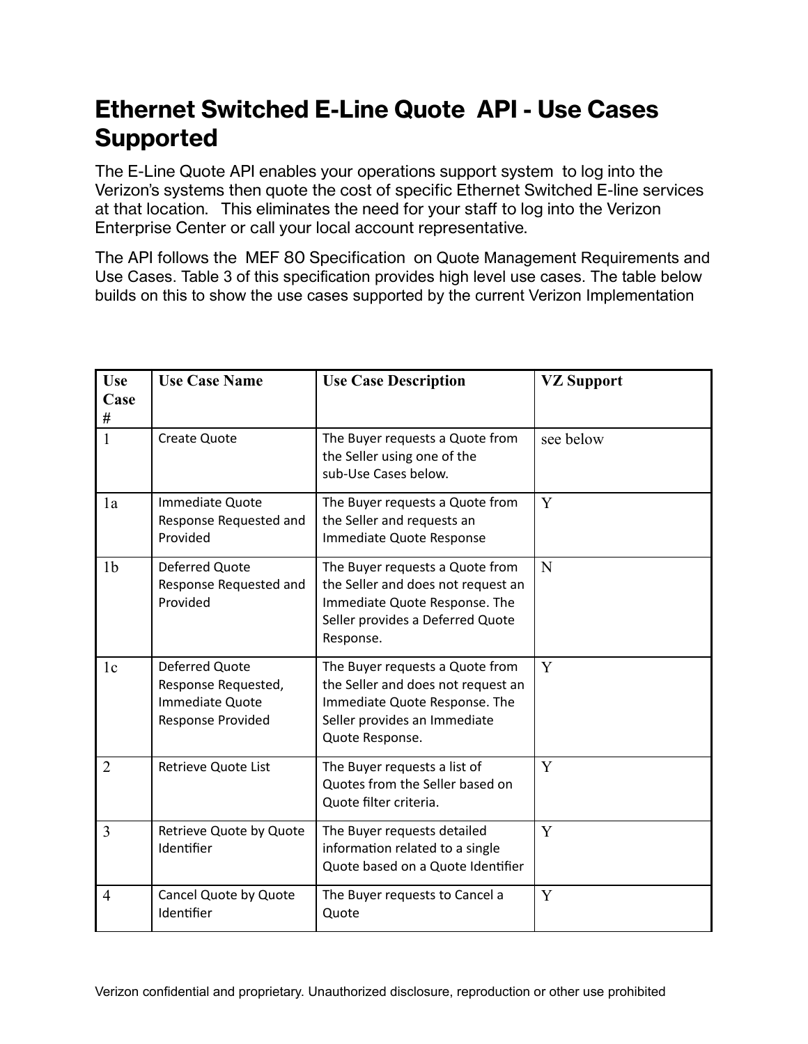# Ethernet Switched E-Line Quote  API - Use Cases Supported

The E-Line Quote API enables your operations support system  to log into the Verizon's systems then quote the cost of specific Ethernet Switched E-line services at that location.   This eliminates the need for your staff to log into the Verizon Enterprise Center or call your local account representative.

The API follows the  MEF 80 Specification  on Quote Management Requirements and Use Cases. Table 3 of this specification provides high level use cases. The table below builds on this to show the use cases supported by the current Verizon Implementation

| Use Case # | Use Case Name | Use Case Description | VZ Support |
| --- | --- | --- | --- |
| 1 | Create Quote | The Buyer requests a Quote from the Seller using one of the sub-Use Cases below. | see below |
| 1a | Immediate Quote Response Requested and Provided | The Buyer requests a Quote from the Seller and requests an Immediate Quote Response | Y |
| 1b | Deferred Quote Response Requested and Provided | The Buyer requests a Quote from the Seller and does not request an Immediate Quote Response. The Seller provides a Deferred Quote Response. | N |
| 1c | Deferred Quote Response Requested, Immediate Quote Response Provided | The Buyer requests a Quote from the Seller and does not request an Immediate Quote Response. The Seller provides an Immediate Quote Response. | Y |
| 2 | Retrieve Quote List | The Buyer requests a list of Quotes from the Seller based on Quote filter criteria. | Y |
| 3 | Retrieve Quote by Quote Identifier | The Buyer requests detailed information related to a single Quote based on a Quote Identifier | Y |
| 4 | Cancel Quote by Quote Identifier | The Buyer requests to Cancel a Quote | Y |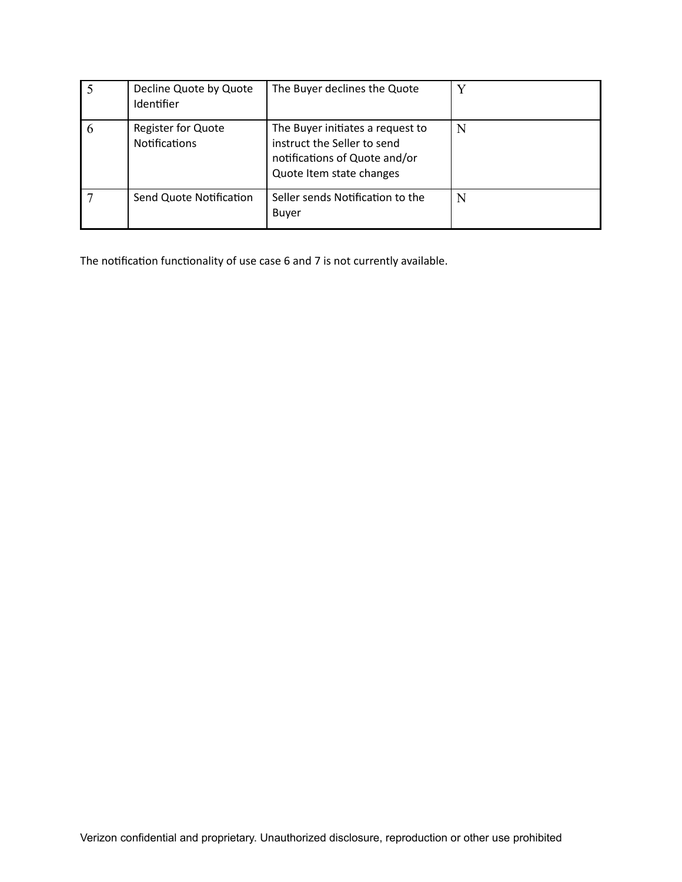| | | | |
|---|---|---|---|
| 5 | Decline Quote by Quote Identifier | The Buyer declines the Quote | Y |
| 6 | Register for Quote Notifications | The Buyer initiates a request to instruct the Seller to send notifications of Quote and/or Quote Item state changes | N |
| 7 | Send Quote Notification | Seller sends Notification to the Buyer | N |

The notification functionality of use case 6 and 7 is not currently available.